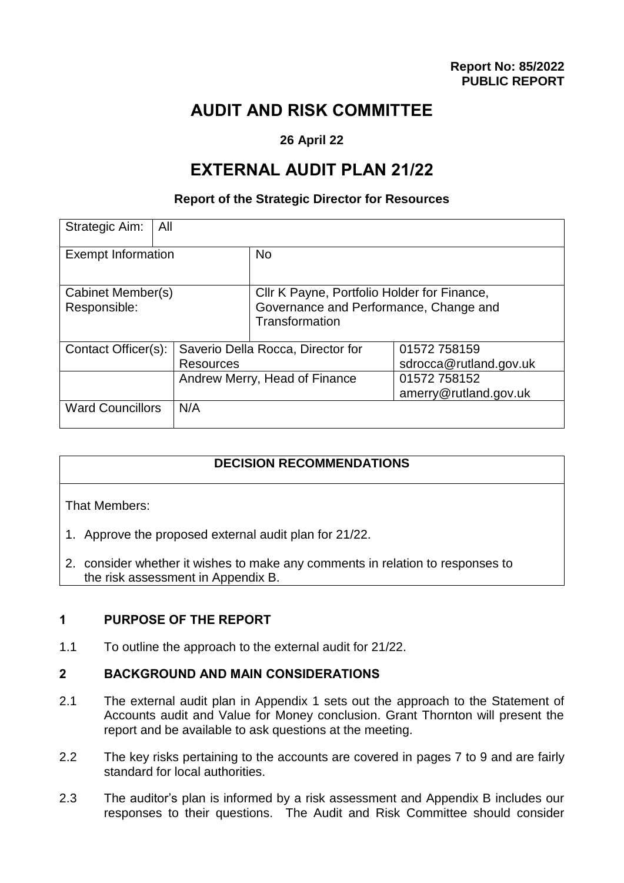**Report No: 85/2022**
**PUBLIC REPORT**

# AUDIT AND RISK COMMITTEE

**26 April 22**

# EXTERNAL AUDIT PLAN 21/22

**Report of the Strategic Director for Resources**

| Strategic Aim: | All | | |
|---|---|---|---|
| Exempt Information | | No | |
| Cabinet Member(s) Responsible: | | Cllr K Payne, Portfolio Holder for Finance, Governance and Performance, Change and Transformation | |
| Contact Officer(s): | Saverio Della Rocca, Director for Resources | | 01572 758159 sdrocca@rutland.gov.uk |
| | Andrew Merry, Head of Finance | | 01572 758152 amerry@rutland.gov.uk |
| Ward Councillors | N/A | | |

| DECISION RECOMMENDATIONS |
|---|
| That Members:<br>1. Approve the proposed external audit plan for 21/22.<br>2. consider whether it wishes to make any comments in relation to responses to the risk assessment in Appendix B. |

## 1 PURPOSE OF THE REPORT

1.1 To outline the approach to the external audit for 21/22.

## 2 BACKGROUND AND MAIN CONSIDERATIONS

2.1 The external audit plan in Appendix 1 sets out the approach to the Statement of Accounts audit and Value for Money conclusion. Grant Thornton will present the report and be available to ask questions at the meeting.

2.2 The key risks pertaining to the accounts are covered in pages 7 to 9 and are fairly standard for local authorities.

2.3 The auditor's plan is informed by a risk assessment and Appendix B includes our responses to their questions. The Audit and Risk Committee should consider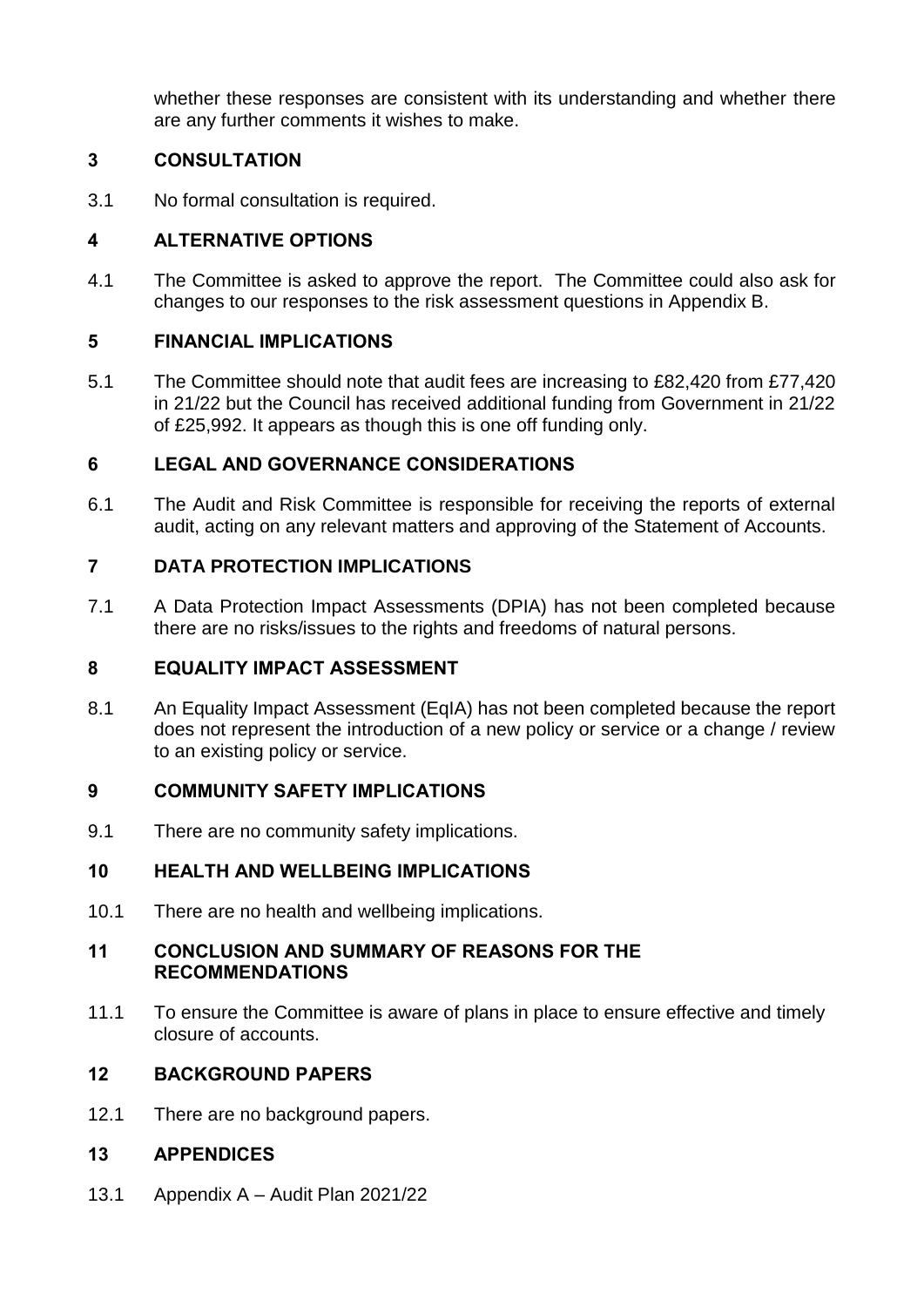whether these responses are consistent with its understanding and whether there are any further comments it wishes to make.

## 3 CONSULTATION

3.1 No formal consultation is required.

## 4 ALTERNATIVE OPTIONS

4.1 The Committee is asked to approve the report. The Committee could also ask for changes to our responses to the risk assessment questions in Appendix B.

## 5 FINANCIAL IMPLICATIONS

5.1 The Committee should note that audit fees are increasing to £82,420 from £77,420 in 21/22 but the Council has received additional funding from Government in 21/22 of £25,992. It appears as though this is one off funding only.

## 6 LEGAL AND GOVERNANCE CONSIDERATIONS

6.1 The Audit and Risk Committee is responsible for receiving the reports of external audit, acting on any relevant matters and approving of the Statement of Accounts.

## 7 DATA PROTECTION IMPLICATIONS

7.1 A Data Protection Impact Assessments (DPIA) has not been completed because there are no risks/issues to the rights and freedoms of natural persons.

## 8 EQUALITY IMPACT ASSESSMENT

8.1 An Equality Impact Assessment (EqIA) has not been completed because the report does not represent the introduction of a new policy or service or a change / review to an existing policy or service.

## 9 COMMUNITY SAFETY IMPLICATIONS

9.1 There are no community safety implications.

## 10 HEALTH AND WELLBEING IMPLICATIONS

10.1 There are no health and wellbeing implications.

## 11 CONCLUSION AND SUMMARY OF REASONS FOR THE RECOMMENDATIONS

11.1 To ensure the Committee is aware of plans in place to ensure effective and timely closure of accounts.

## 12 BACKGROUND PAPERS

12.1 There are no background papers.

## 13 APPENDICES

13.1 Appendix A – Audit Plan 2021/22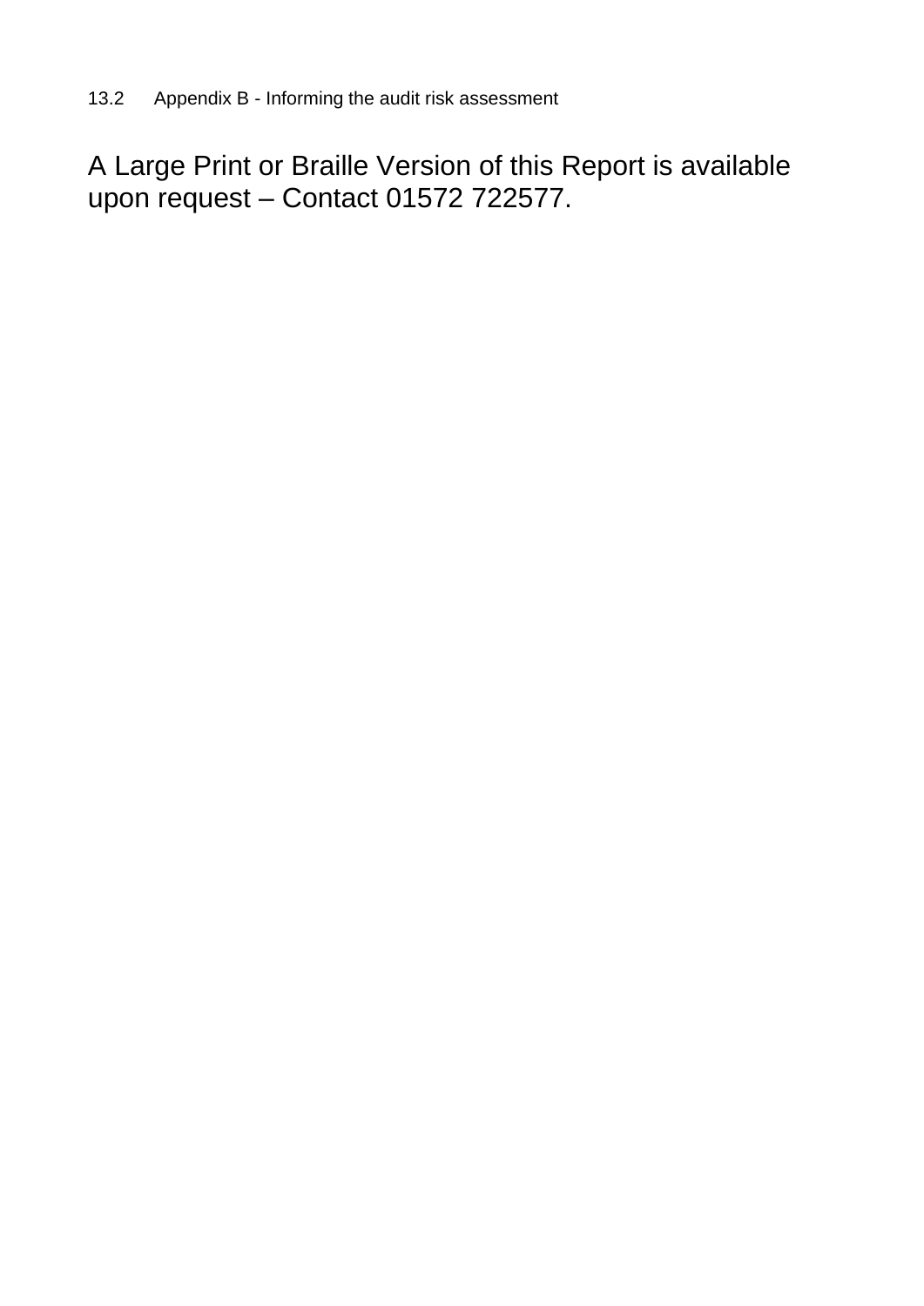13.2 Appendix B - Informing the audit risk assessment

A Large Print or Braille Version of this Report is available upon request – Contact 01572 722577.